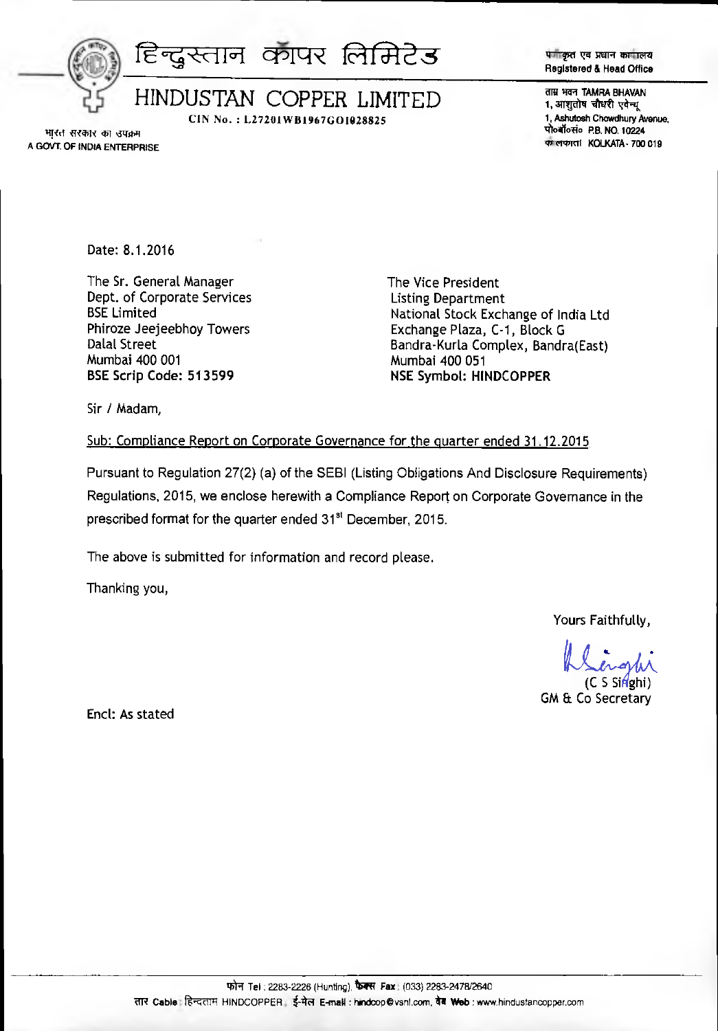# हिन्दुस्तान कॉपर लिमिटेड

## HINDUSTAN COPPER LIMITED

CIN No. : L27201WB1967GOI028825

भारत सरकार का उपक्रम
A GOVT. OF INDIA ENTERPRISE

पंजीकृत एव प्रधान कार्यालय
Registered & Head Office

ताम्र भवन TAMRA BHAVAN
1, आशुतोष चौधरी एवेन्यू
1, Ashutosh Chowdhury Avenue,
पो॰बॉ॰सं॰ P.B. NO. 10224
कलकाता KOLKATA - 700 019

Date: 8.1.2016

The Sr. General Manager
Dept. of Corporate Services
BSE Limited
Phiroze Jeejeebhoy Towers
Dalal Street
Mumbai 400 001
**BSE Scrip Code: 513599**

The Vice President
Listing Department
National Stock Exchange of India Ltd
Exchange Plaza, C-1, Block G
Bandra-Kurla Complex, Bandra(East)
Mumbai 400 051
**NSE Symbol: HINDCOPPER**

Sir / Madam,

Sub: Compliance Report on Corporate Governance for the quarter ended 31.12.2015

Pursuant to Regulation 27(2) (a) of the SEBI (Listing Obligations And Disclosure Requirements) Regulations, 2015, we enclose herewith a Compliance Report on Corporate Governance in the prescribed format for the quarter ended 31st December, 2015.

The above is submitted for information and record please.

Thanking you,

Yours Faithfully,

(C S Singhi)
GM & Co Secretary

Encl: As stated

फोन Tel : 2283-2226 (Hunting), फैक्स Fax : (033) 2283-2478/2640
तार Cable : हिन्दताम HINDCOPPER , ई-मेल E-mail : hindcop@vsnl.com, वेब Web : www.hindustancopper.com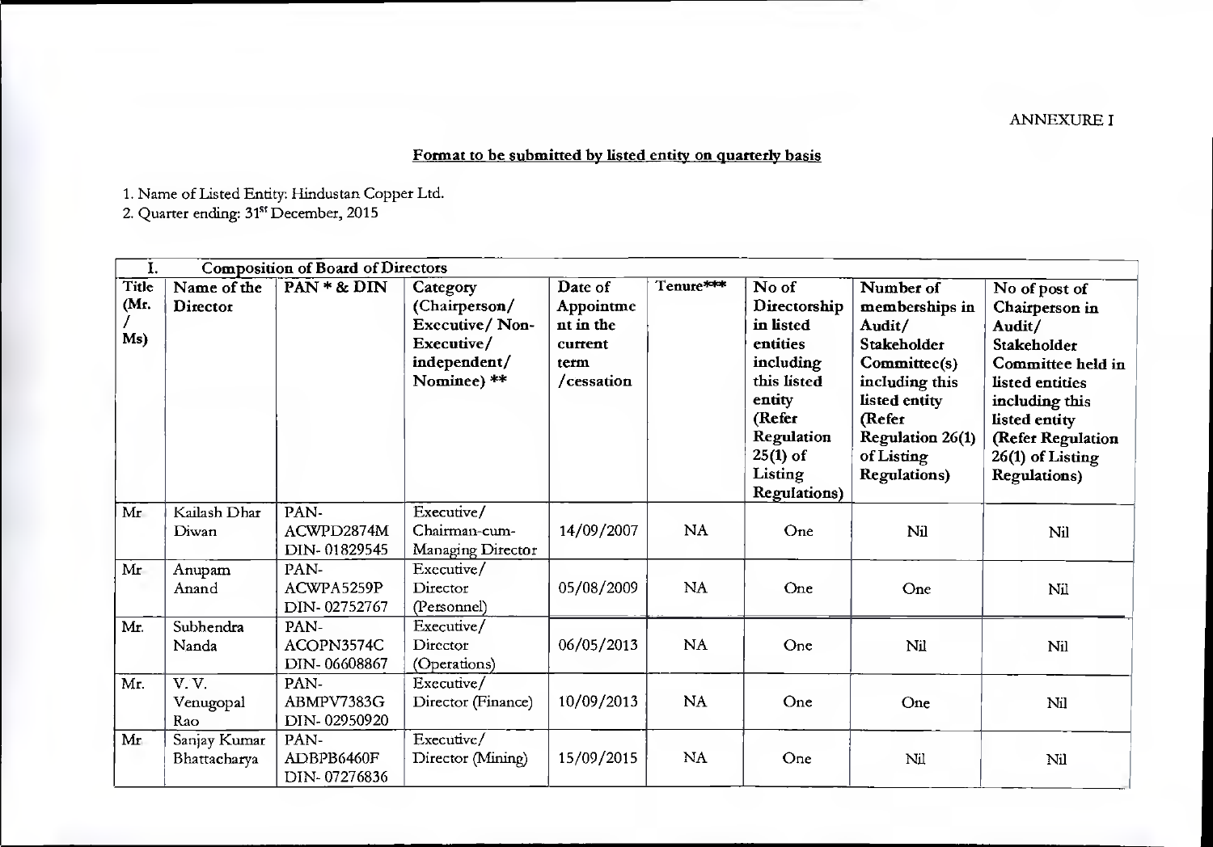ANNEXURE I

## Format to be submitted by listed entity on quarterly basis

1. Name of Listed Entity: Hindustan Copper Ltd.
2. Quarter ending: 31st December, 2015

| I. | Composition of Board of Directors | | | | | | | |
|---|---|---|---|---|---|---|---|---|
| **Title (Mr. / Ms)** | **Name of the Director** | **PAN * & DIN** | **Category (Chairperson/ Executive/ Non-Executive/ independent/ Nominee) **** | **Date of Appointment in the current term /cessation** | **Tenure*** ** | **No of Directorship in listed entities including this listed entity (Refer Regulation 25(1) of Listing Regulations)** | **Number of memberships in Audit/ Stakeholder Committee(s) including this listed entity (Refer Regulation 26(1) of Listing Regulations)** | **No of post of Chairperson in Audit/ Stakeholder Committee held in listed entities including this listed entity (Refer Regulation 26(1) of Listing Regulations)** |
| Mr | Kailash Dhar Diwan | PAN- ACWPD2874M DIN- 01829545 | Executive/ Chairman-cum-Managing Director | 14/09/2007 | NA | One | Nil | Nil |
| Mr | Anupam Anand | PAN- ACWPA5259P DIN- 02752767 | Executive/ Director (Personnel) | 05/08/2009 | NA | One | One | Nil |
| Mr. | Subhendra Nanda | PAN- ACOPN3574C DIN- 06608867 | Executive/ Director (Operations) | 06/05/2013 | NA | One | Nil | Nil |
| Mr. | V. V. Venugopal Rao | PAN- ABMPV7383G DIN- 02950920 | Executive/ Director (Finance) | 10/09/2013 | NA | One | One | Nil |
| Mr | Sanjay Kumar Bhattacharya | PAN- ADBPB6460F DIN- 07276836 | Executive/ Director (Mining) | 15/09/2015 | NA | One | Nil | Nil |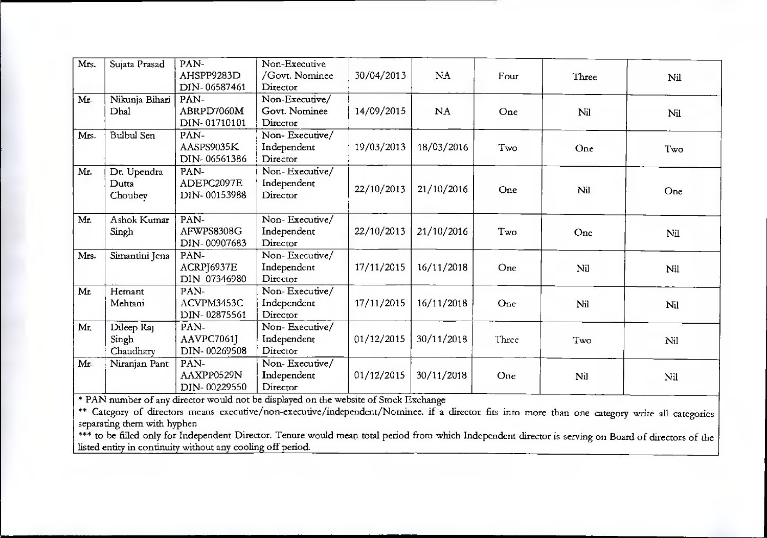| Mrs. | Sujata Prasad | PAN- AHSPP9283D DIN- 06587461 | Non-Executive /Govt. Nominee Director | 30/04/2013 | NA | Four | Three | Nil |
|---|---|---|---|---|---|---|---|---|
| Mr. | Nikunja Bihari Dhal | PAN- ABRPD7060M DIN- 01710101 | Non-Executive/ Govt. Nominee Director | 14/09/2015 | NA | One | Nil | Nil |
| Mrs. | Bulbul Sen | PAN- AASPS9035K DIN- 06561386 | Non- Executive/ Independent Director | 19/03/2013 | 18/03/2016 | Two | One | Two |
| Mr. | Dr. Upendra Dutta Choubey | PAN- ADEPC2097E DIN- 00153988 | Non- Executive/ Independent Director | 22/10/2013 | 21/10/2016 | One | Nil | One |
| Mr. | Ashok Kumar Singh | PAN- AFWPS8308G DIN- 00907683 | Non- Executive/ Independent Director | 22/10/2013 | 21/10/2016 | Two | One | Nil |
| Mrs. | Simantini Jena | PAN- ACRPJ6937E DIN- 07346980 | Non- Executive/ Independent Director | 17/11/2015 | 16/11/2018 | One | Nil | Nil |
| Mr. | Hemant Mehtani | PAN- ACVPM3453C DIN- 02875561 | Non- Executive/ Independent Director | 17/11/2015 | 16/11/2018 | One | Nil | Nil |
| Mr. | Dileep Raj Singh Chaudhary | PAN- AAVPC7061J DIN- 00269508 | Non- Executive/ Independent Director | 01/12/2015 | 30/11/2018 | Three | Two | Nil |
| Mr. | Niranjan Pant | PAN- AAXPP0529N DIN- 00229550 | Non- Executive/ Independent Director | 01/12/2015 | 30/11/2018 | One | Nil | Nil |

* PAN number of any director would not be displayed on the website of Stock Exchange

** Category of directors means executive/non-executive/independent/Nominee. if a director fits into more than one category write all categories separating them with hyphen

*** to be filled only for Independent Director. Tenure would mean total period from which Independent director is serving on Board of directors of the listed entity in continuity without any cooling off period.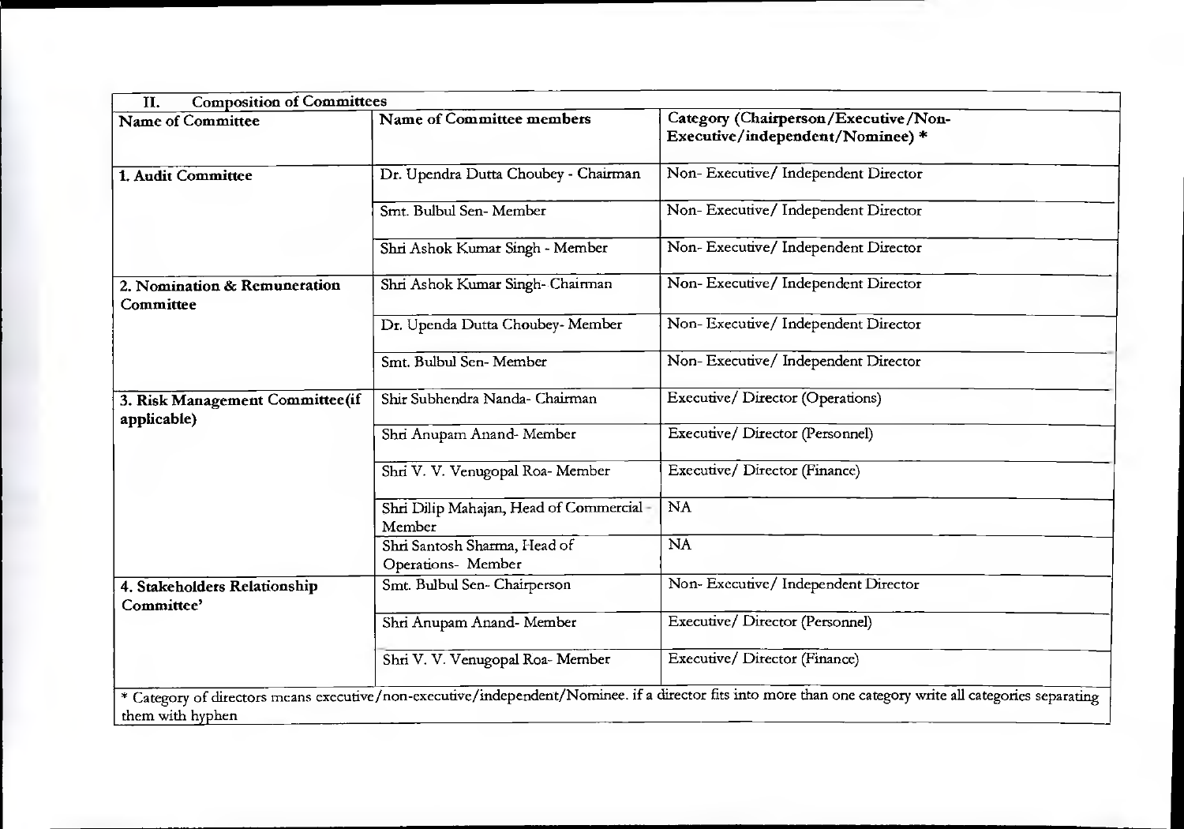| II. Composition of Committees | | |
|---|---|---|
| Name of Committee | Name of Committee members | Category (Chairperson/Executive/Non-Executive/independent/Nominee) * |
| 1. Audit Committee | Dr. Upendra Dutta Choubey - Chairman | Non- Executive/ Independent Director |
| | Smt. Bulbul Sen- Member | Non- Executive/ Independent Director |
| | Shri Ashok Kumar Singh - Member | Non- Executive/ Independent Director |
| 2. Nomination & Remuneration Committee | Shri Ashok Kumar Singh- Chairman | Non- Executive/ Independent Director |
| | Dr. Upenda Dutta Choubey- Member | Non- Executive/ Independent Director |
| | Smt. Bulbul Sen- Member | Non- Executive/ Independent Director |
| 3. Risk Management Committee(if applicable) | Shir Subhendra Nanda- Chairman | Executive/ Director (Operations) |
| | Shri Anupam Anand- Member | Executive/ Director (Personnel) |
| | Shri V. V. Venugopal Roa- Member | Executive/ Director (Finance) |
| | Shri Dilip Mahajan, Head of Commercial - Member | NA |
| | Shri Santosh Sharma, Head of Operations- Member | NA |
| 4. Stakeholders Relationship Committee' | Smt. Bulbul Sen- Chairperson | Non- Executive/ Independent Director |
| | Shri Anupam Anand- Member | Executive/ Director (Personnel) |
| | Shri V. V. Venugopal Roa- Member | Executive/ Director (Finance) |

* Category of directors means executive/non-executive/independent/Nominee. if a director fits into more than one category write all categories separating them with hyphen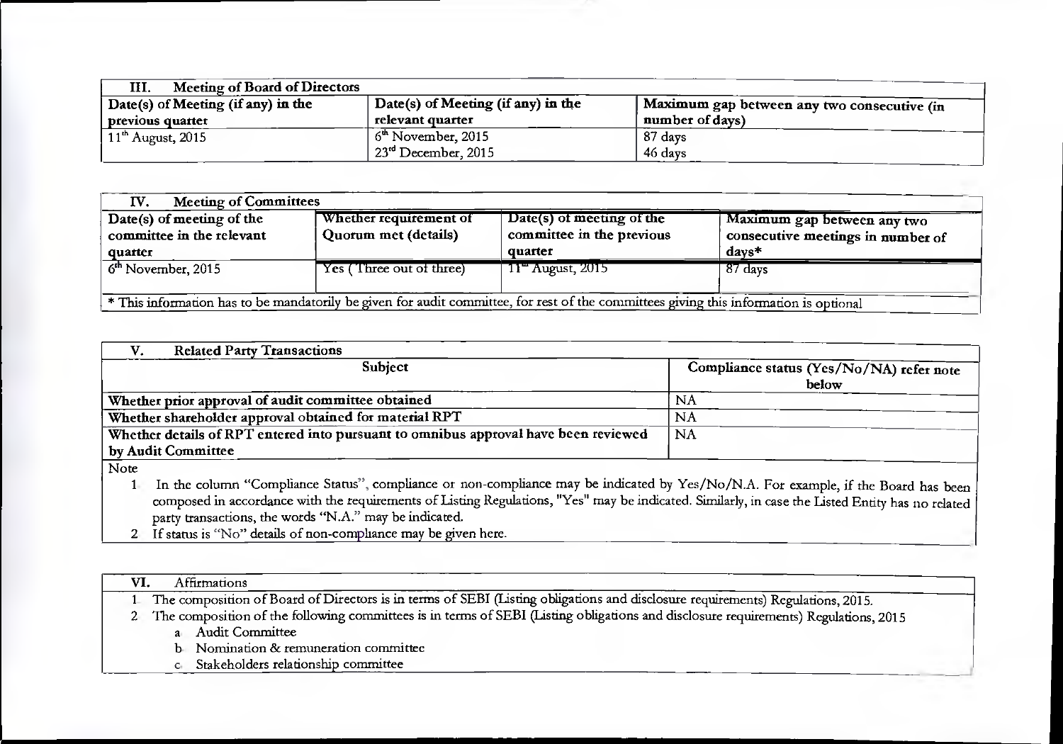| III. Meeting of Board of Directors | | |
|---|---|---|
| Date(s) of Meeting (if any) in the previous quarter | Date(s) of Meeting (if any) in the relevant quarter | Maximum gap between any two consecutive (in number of days) |
| 11th August, 2015 | 6th November, 2015<br>23rd December, 2015 | 87 days<br>46 days |

| IV. Meeting of Committees | | | |
|---|---|---|---|
| Date(s) of meeting of the committee in the relevant quarter | Whether requirement of Quorum met (details) | Date(s) of meeting of the committee in the previous quarter | Maximum gap between any two consecutive meetings in number of days* |
| 6th November, 2015 | Yes ( Three out of three) | 11th August, 2015 | 87 days |
| * This information has to be mandatorily be given for audit committee, for rest of the committees giving this information is optional | | | |

| V. Related Party Transactions | |
|---|---|
| Subject | Compliance status (Yes/No/NA) refer note below |
| Whether prior approval of audit committee obtained | NA |
| Whether shareholder approval obtained for material RPT | NA |
| Whether details of RPT entered into pursuant to omnibus approval have been reviewed by Audit Committee | NA |

Note

1. In the column "Compliance Status", compliance or non-compliance may be indicated by Yes/No/N.A. For example, if the Board has been composed in accordance with the requirements of Listing Regulations, "Yes" may be indicated. Similarly, in case the Listed Entity has no related party transactions, the words "N.A." may be indicated.
2. If status is "No" details of non-compliance may be given here.

**VI.** Affirmations

1. The composition of Board of Directors is in terms of SEBI (Listing obligations and disclosure requirements) Regulations, 2015.
2. The composition of the following committees is in terms of SEBI (Listing obligations and disclosure requirements) Regulations, 2015
   a. Audit Committee
   b. Nomination & remuneration committee
   c. Stakeholders relationship committee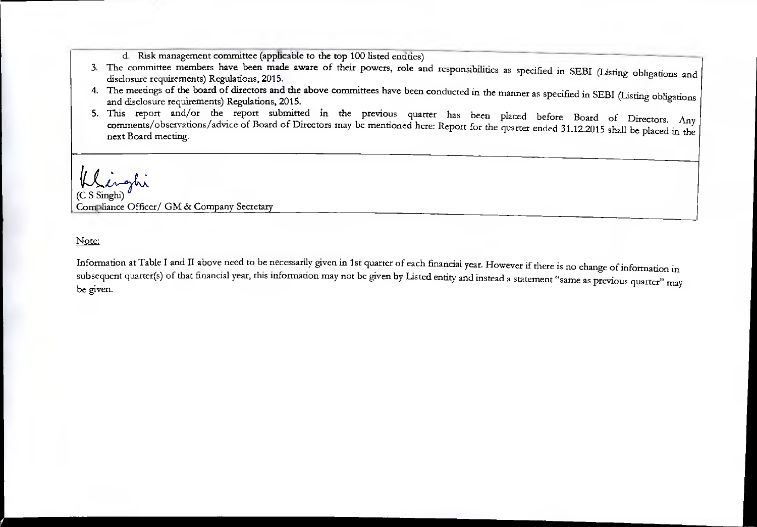d. Risk management committee (applicable to the top 100 listed entities)

3. The committee members have been made aware of their powers, role and responsibilities as specified in SEBI (Listing obligations and disclosure requirements) Regulations, 2015.
4. The meetings of the board of directors and the above committees have been conducted in the manner as specified in SEBI (Listing obligations and disclosure requirements) Regulations, 2015.
5. This report and/or the report submitted in the previous quarter has been placed before Board of Directors. Any comments/observations/advice of Board of Directors may be mentioned here: Report for the quarter ended 31.12.2015 shall be placed in the next Board meeting.

(C S Singhi)
Compliance Officer/ GM & Company Secretary

Note:

Information at Table I and II above need to be necessarily given in 1st quarter of each financial year. However if there is no change of information in subsequent quarter(s) of that financial year, this information may not be given by Listed entity and instead a statement "same as previous quarter" may be given.